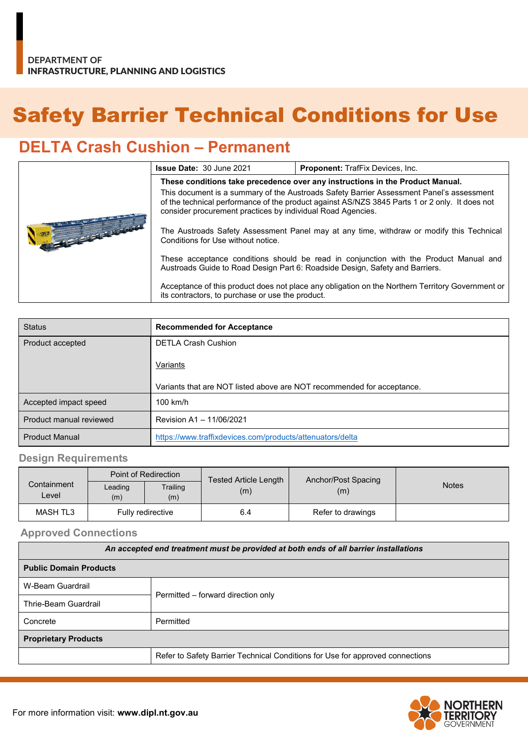DEPARTMENT OF
**INFRASTRUCTURE, PLANNING AND LOGISTICS**

# Safety Barrier Technical Conditions for Use

## DELTA Crash Cushion – Permanent

| | **Issue Date:** 30 June 2021 | **Proponent:** TrafFix Devices, Inc. |
|---|---|---|

**These conditions take precedence over any instructions in the Product Manual.**

This document is a summary of the Austroads Safety Barrier Assessment Panel's assessment of the technical performance of the product against AS/NZS 3845 Parts 1 or 2 only. It does not consider procurement practices by individual Road Agencies.

The Austroads Safety Assessment Panel may at any time, withdraw or modify this Technical Conditions for Use without notice.

These acceptance conditions should be read in conjunction with the Product Manual and Austroads Guide to Road Design Part 6: Roadside Design, Safety and Barriers.

Acceptance of this product does not place any obligation on the Northern Territory Government or its contractors, to purchase or use the product.

| Status | **Recommended for Acceptance** |
|---|---|
| Product accepted | DETLA Crash Cushion<br><br>Variants<br><br>Variants that are NOT listed above are NOT recommended for acceptance. |
| Accepted impact speed | 100 km/h |
| Product manual reviewed | Revision A1 – 11/06/2021 |
| Product Manual | https://www.traffixdevices.com/products/attenuators/delta |

### Design Requirements

| Containment Level | Point of Redirection | | Tested Article Length (m) | Anchor/Post Spacing (m) | Notes |
|---|---|---|---|---|---|
| | Leading (m) | Trailing (m) | | | |
| MASH TL3 | Fully redirective | | 6.4 | Refer to drawings | |

### Approved Connections

| *An accepted end treatment must be provided at both ends of all barrier installations* | |
|---|---|
| **Public Domain Products** | |
| W-Beam Guardrail | Permitted – forward direction only |
| Thrie-Beam Guardrail | Permitted – forward direction only |
| Concrete | Permitted |
| **Proprietary Products** | |
| | Refer to Safety Barrier Technical Conditions for Use for approved connections |

For more information visit: **www.dipl.nt.gov.au**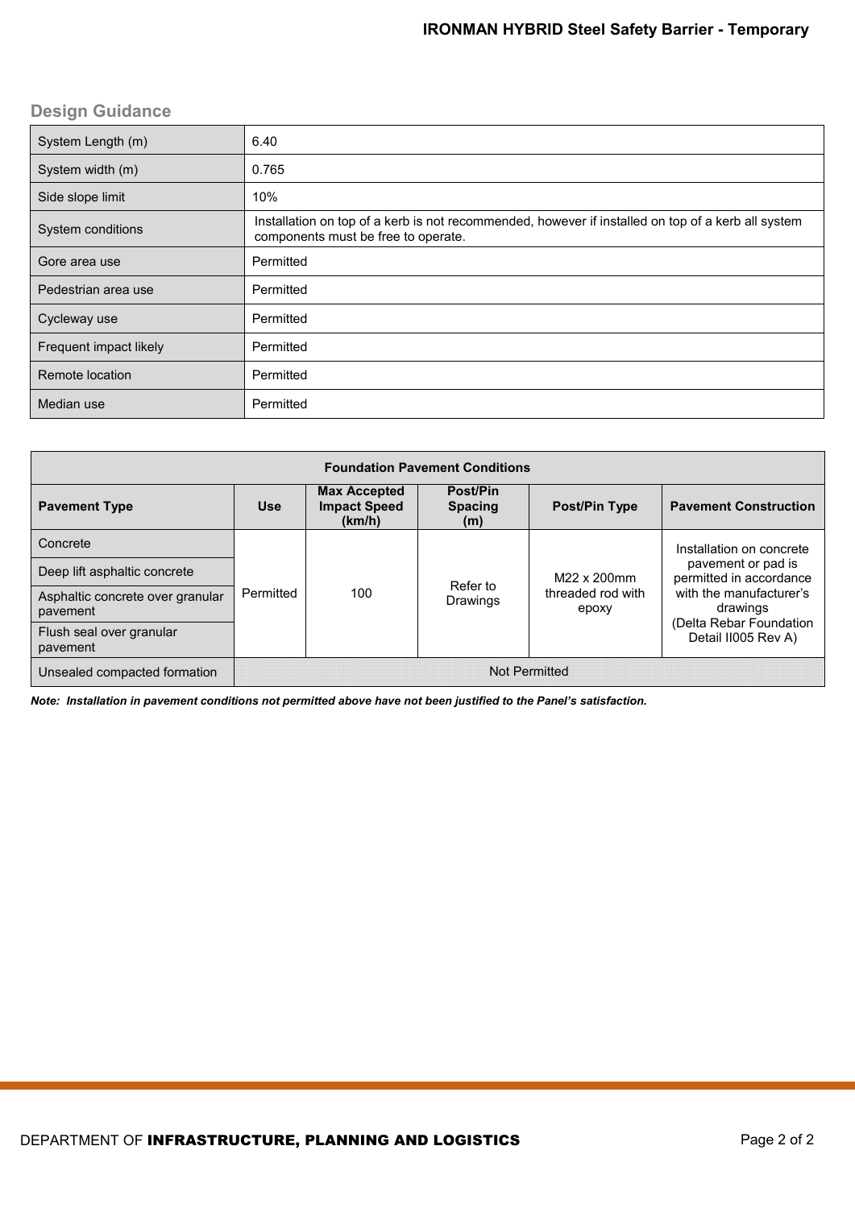## Design Guidance

| | |
|---|---|
| System Length (m) | 6.40 |
| System width (m) | 0.765 |
| Side slope limit | 10% |
| System conditions | Installation on top of a kerb is not recommended, however if installed on top of a kerb all system components must be free to operate. |
| Gore area use | Permitted |
| Pedestrian area use | Permitted |
| Cycleway use | Permitted |
| Frequent impact likely | Permitted |
| Remote location | Permitted |
| Median use | Permitted |

| Foundation Pavement Conditions | | | | | |
|---|---|---|---|---|---|
| **Pavement Type** | **Use** | **Max Accepted Impact Speed (km/h)** | **Post/Pin Spacing (m)** | **Post/Pin Type** | **Pavement Construction** |
| Concrete | Permitted | 100 | Refer to Drawings | M22 x 200mm threaded rod with epoxy | Installation on concrete pavement or pad is permitted in accordance with the manufacturer's drawings (Delta Rebar Foundation Detail II005 Rev A) |
| Deep lift asphaltic concrete | Permitted | 100 | Refer to Drawings | M22 x 200mm threaded rod with epoxy | Installation on concrete pavement or pad is permitted in accordance with the manufacturer's drawings (Delta Rebar Foundation Detail II005 Rev A) |
| Asphaltic concrete over granular pavement | Permitted | 100 | Refer to Drawings | M22 x 200mm threaded rod with epoxy | Installation on concrete pavement or pad is permitted in accordance with the manufacturer's drawings (Delta Rebar Foundation Detail II005 Rev A) |
| Flush seal over granular pavement | Permitted | 100 | Refer to Drawings | M22 x 200mm threaded rod with epoxy | Installation on concrete pavement or pad is permitted in accordance with the manufacturer's drawings (Delta Rebar Foundation Detail II005 Rev A) |
| Unsealed compacted formation | Not Permitted | | | | |

***Note: Installation in pavement conditions not permitted above have not been justified to the Panel's satisfaction.***